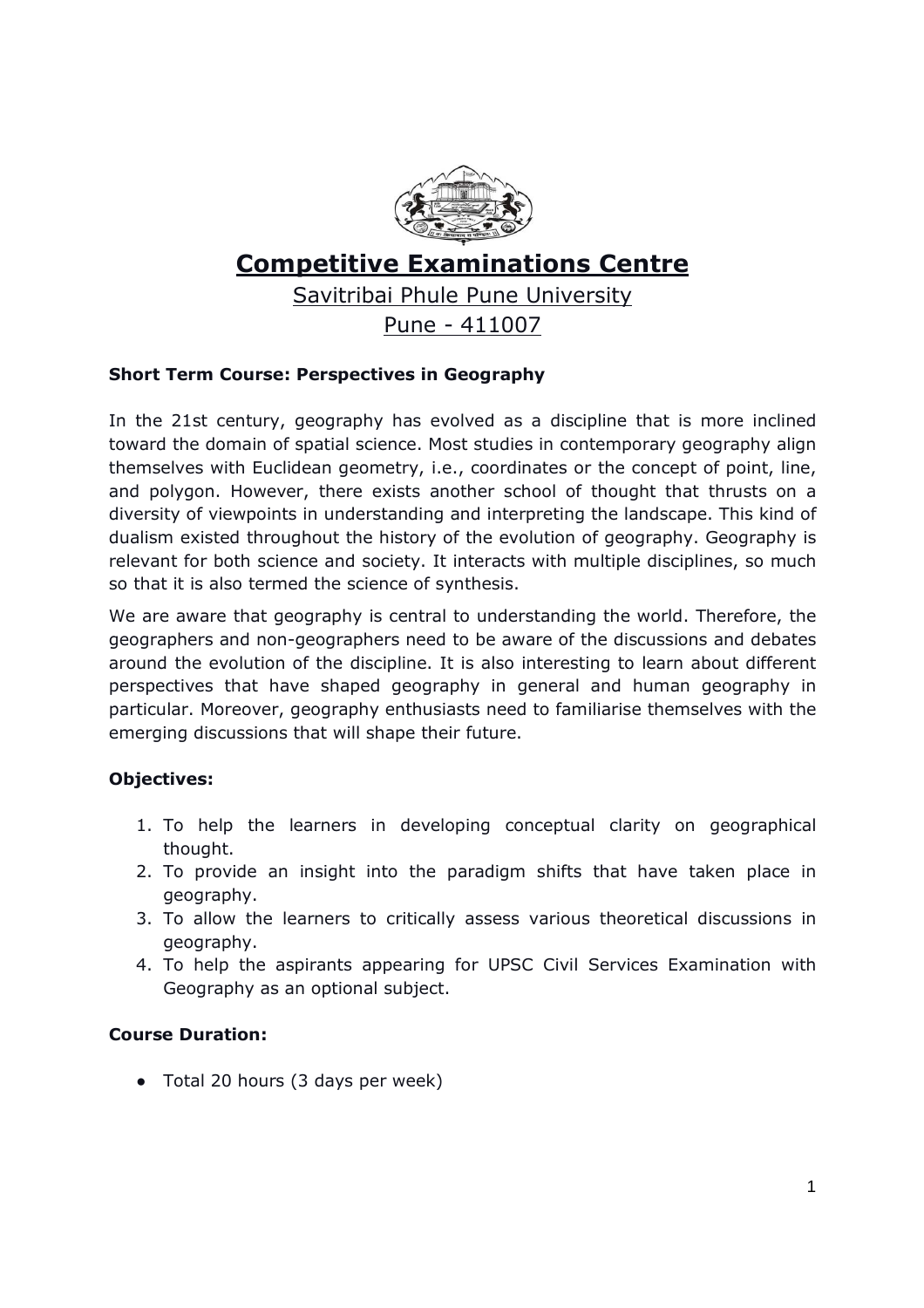# Competitive Examinations Centre

Savitribai Phule Pune University

Pune - 411007

**Short Term Course: Perspectives in Geography**

In the 21st century, geography has evolved as a discipline that is more inclined toward the domain of spatial science. Most studies in contemporary geography align themselves with Euclidean geometry, i.e., coordinates or the concept of point, line, and polygon. However, there exists another school of thought that thrusts on a diversity of viewpoints in understanding and interpreting the landscape. This kind of dualism existed throughout the history of the evolution of geography. Geography is relevant for both science and society. It interacts with multiple disciplines, so much so that it is also termed the science of synthesis.

We are aware that geography is central to understanding the world. Therefore, the geographers and non-geographers need to be aware of the discussions and debates around the evolution of the discipline. It is also interesting to learn about different perspectives that have shaped geography in general and human geography in particular. Moreover, geography enthusiasts need to familiarise themselves with the emerging discussions that will shape their future.

**Objectives:**

1. To help the learners in developing conceptual clarity on geographical thought.
2. To provide an insight into the paradigm shifts that have taken place in geography.
3. To allow the learners to critically assess various theoretical discussions in geography.
4. To help the aspirants appearing for UPSC Civil Services Examination with Geography as an optional subject.

**Course Duration:**

- Total 20 hours (3 days per week)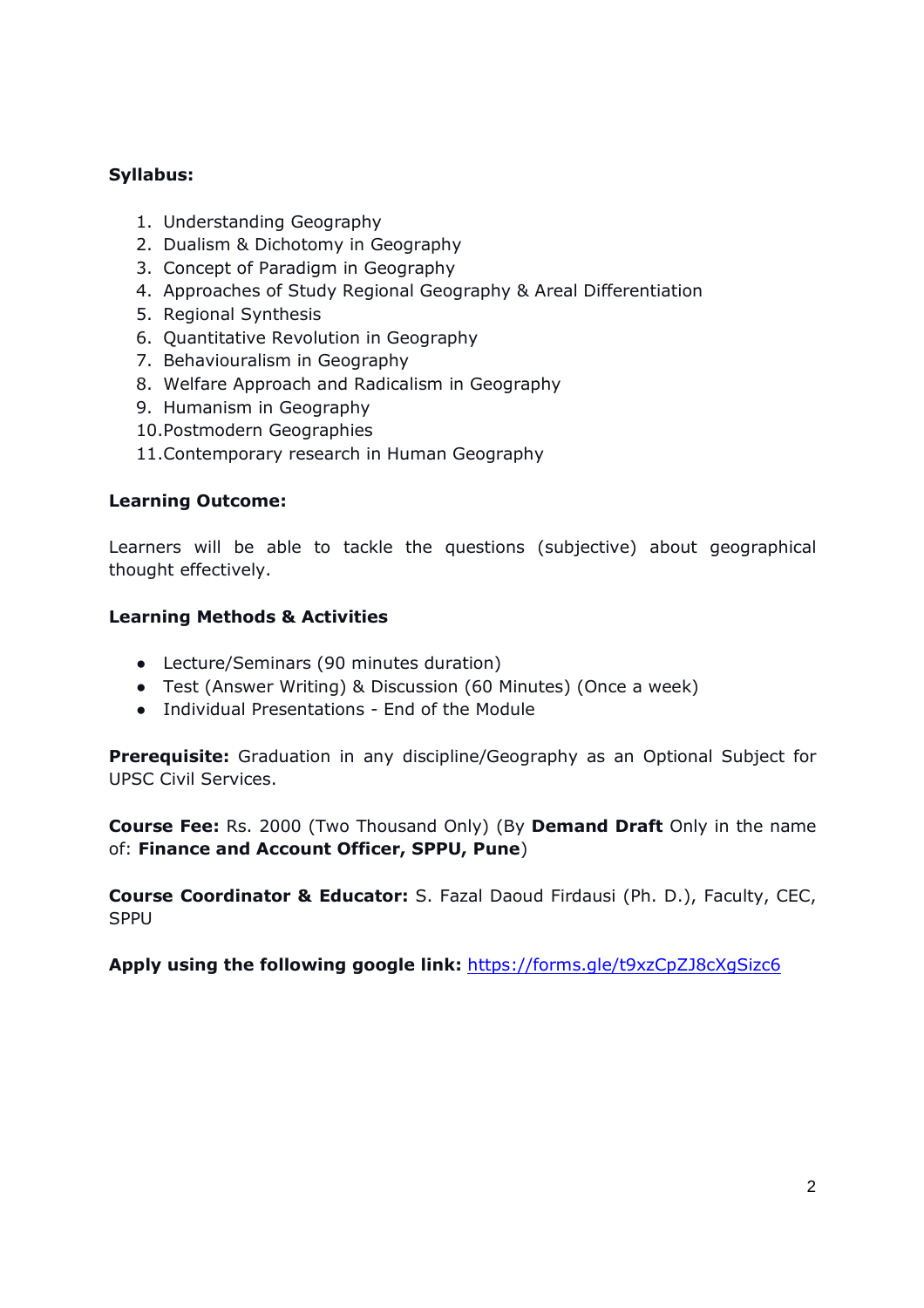**Syllabus:**

1. Understanding Geography
2. Dualism & Dichotomy in Geography
3. Concept of Paradigm in Geography
4. Approaches of Study Regional Geography & Areal Differentiation
5. Regional Synthesis
6. Quantitative Revolution in Geography
7. Behaviouralism in Geography
8. Welfare Approach and Radicalism in Geography
9. Humanism in Geography
10. Postmodern Geographies
11. Contemporary research in Human Geography

**Learning Outcome:**

Learners will be able to tackle the questions (subjective) about geographical thought effectively.

**Learning Methods & Activities**

- Lecture/Seminars (90 minutes duration)
- Test (Answer Writing) & Discussion (60 Minutes) (Once a week)
- Individual Presentations - End of the Module

**Prerequisite:** Graduation in any discipline/Geography as an Optional Subject for UPSC Civil Services.

**Course Fee:** Rs. 2000 (Two Thousand Only) (By **Demand Draft** Only in the name of: **Finance and Account Officer, SPPU, Pune**)

**Course Coordinator & Educator:** S. Fazal Daoud Firdausi (Ph. D.), Faculty, CEC, SPPU

**Apply using the following google link:** [https://forms.gle/t9xzCpZJ8cXgSizc6](https://forms.gle/t9xzCpZJ8cXgSizc6)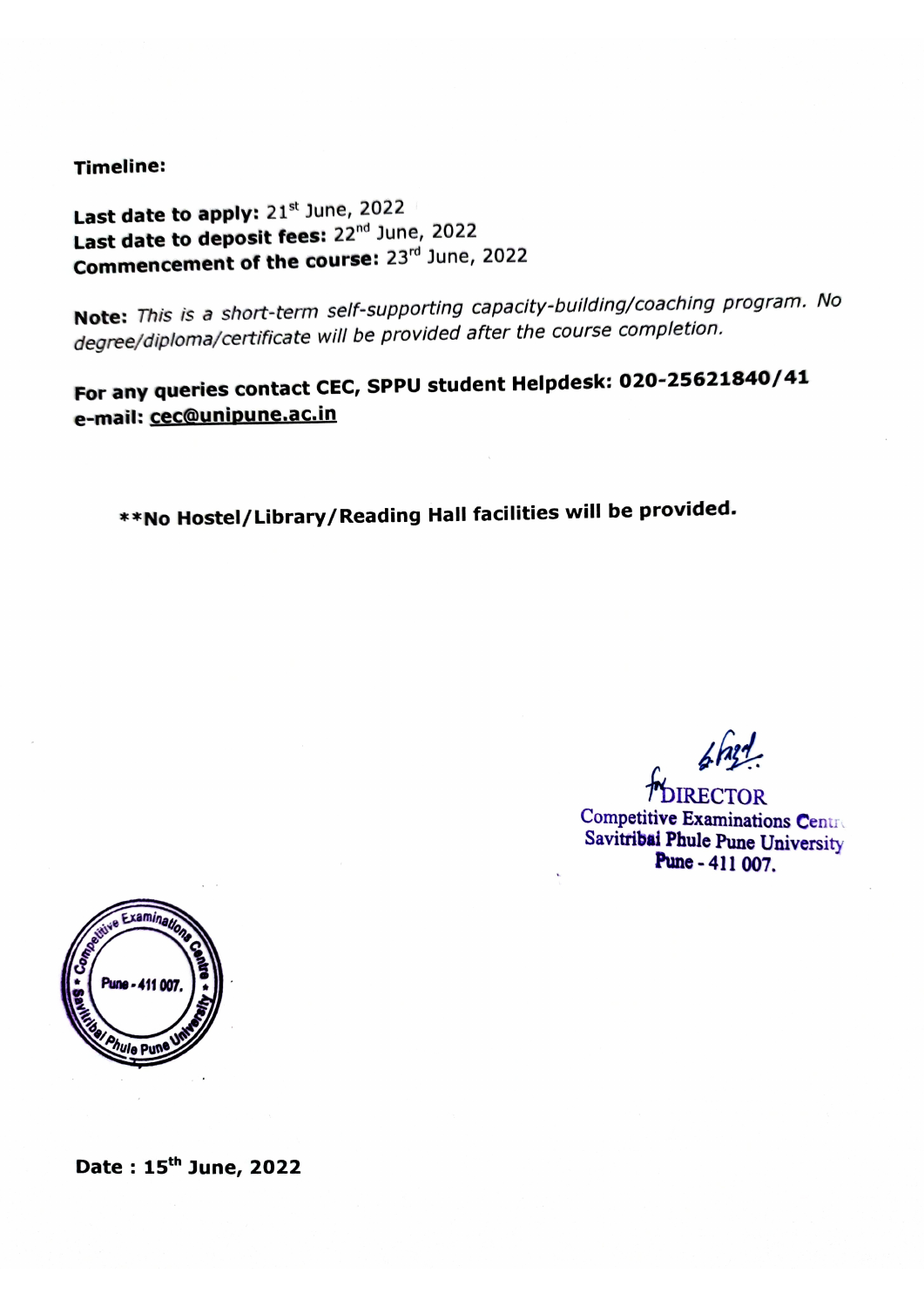**Timeline:**

**Last date to apply:** 21st June, 2022
**Last date to deposit fees:** 22nd June, 2022
**Commencement of the course:** 23rd June, 2022

**Note:** *This is a short-term self-supporting capacity-building/coaching program. No degree/diploma/certificate will be provided after the course completion.*

**For any queries contact CEC, SPPU student Helpdesk: 020-25621840/41**
**e-mail:** cec@unipune.ac.in

**No Hostel/Library/Reading Hall facilities will be provided.**

for DIRECTOR
Competitive Examinations Centre
Savitribai Phule Pune University
Pune - 411 007.

Competitive Examinations Centre * Savitribai Phule Pune University * Pune - 411 007.

**Date : 15th June, 2022**